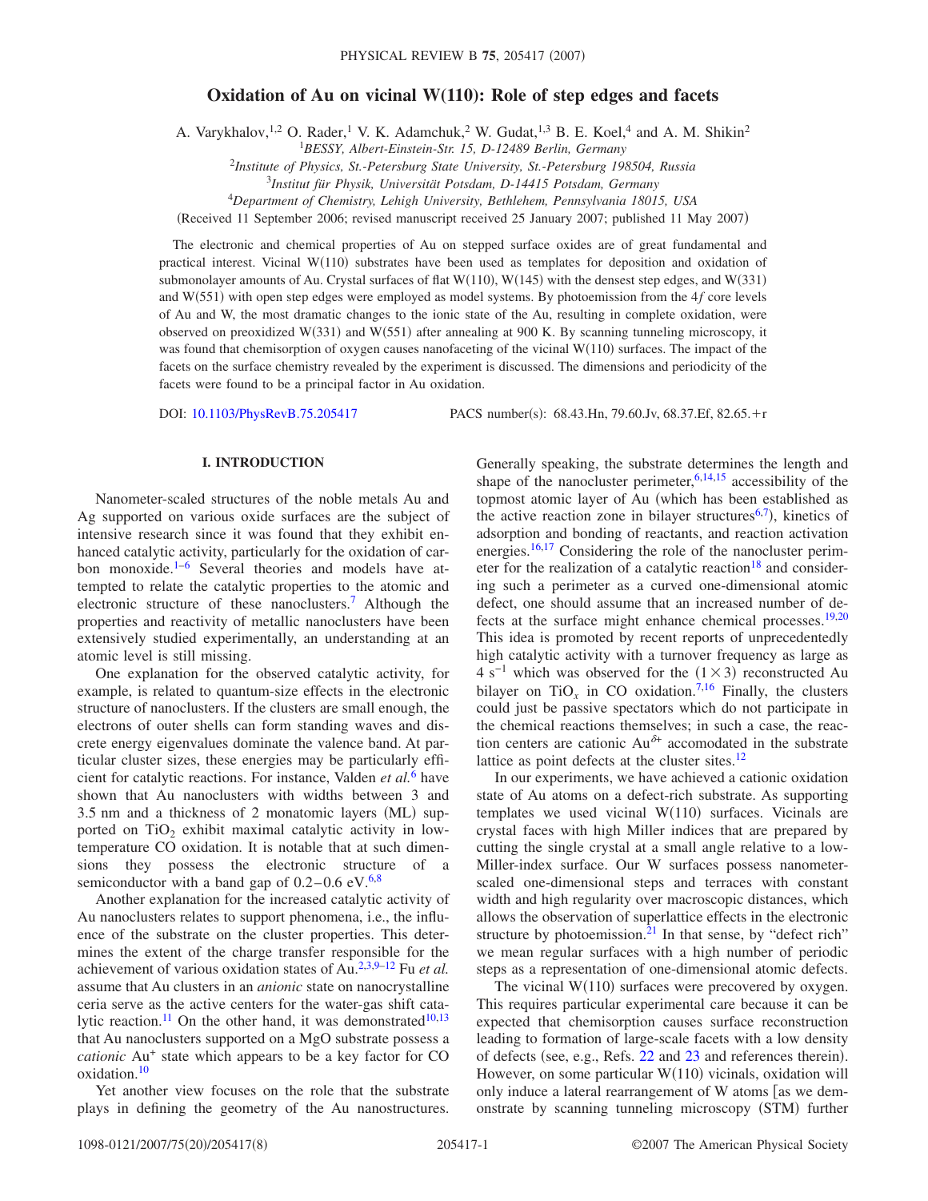# Oxidation of Au on vicinal W(110): Role of step edges and facets

A. Varykhalov,[1,2] O. Rader,[1] V. K. Adamchuk,[2] W. Gudat,[1,3] B. E. Koel,[4] and A. M. Shikin[2]

[1]*BESSY, Albert-Einstein-Str. 15, D-12489 Berlin, Germany*

[2]*Institute of Physics, St.-Petersburg State University, St.-Petersburg 198504, Russia*

[3]*Institut für Physik, Universität Potsdam, D-14415 Potsdam, Germany*

[4]*Department of Chemistry, Lehigh University, Bethlehem, Pennsylvania 18015, USA*

(Received 11 September 2006; revised manuscript received 25 January 2007; published 11 May 2007)

The electronic and chemical properties of Au on stepped surface oxides are of great fundamental and practical interest. Vicinal W(110) substrates have been used as templates for deposition and oxidation of submonolayer amounts of Au. Crystal surfaces of flat W(110), W(145) with the densest step edges, and W(331) and W(551) with open step edges were employed as model systems. By photoemission from the $4f$ core levels of Au and W, the most dramatic changes to the ionic state of the Au, resulting in complete oxidation, were observed on preoxidized W(331) and W(551) after annealing at 900 K. By scanning tunneling microscopy, it was found that chemisorption of oxygen causes nanofaceting of the vicinal W(110) surfaces. The impact of the facets on the surface chemistry revealed by the experiment is discussed. The dimensions and periodicity of the facets were found to be a principal factor in Au oxidation.

DOI: 10.1103/PhysRevB.75.205417     PACS number(s): 68.43.Hn, 79.60.Jv, 68.37.Ef, 82.65.+r

## I. INTRODUCTION

Nanometer-scaled structures of the noble metals Au and Ag supported on various oxide surfaces are the subject of intensive research since it was found that they exhibit enhanced catalytic activity, particularly for the oxidation of carbon monoxide.[1–6] Several theories and models have attempted to relate the catalytic properties to the atomic and electronic structure of these nanoclusters.[7] Although the properties and reactivity of metallic nanoclusters have been extensively studied experimentally, an understanding at an atomic level is still missing.

One explanation for the observed catalytic activity, for example, is related to quantum-size effects in the electronic structure of nanoclusters. If the clusters are small enough, the electrons of outer shells can form standing waves and discrete energy eigenvalues dominate the valence band. At particular cluster sizes, these energies may be particularly efficient for catalytic reactions. For instance, Valden *et al.*[6] have shown that Au nanoclusters with widths between 3 and 3.5 nm and a thickness of 2 monatomic layers (ML) supported on $TiO_2$ exhibit maximal catalytic activity in low-temperature CO oxidation. It is notable that at such dimensions they possess the electronic structure of a semiconductor with a band gap of 0.2–0.6 eV.[6,8]

Another explanation for the increased catalytic activity of Au nanoclusters relates to support phenomena, i.e., the influence of the substrate on the cluster properties. This determines the extent of the charge transfer responsible for the achievement of various oxidation states of Au.[2,3,9–12] Fu *et al.* assume that Au clusters in an *anionic* state on nanocrystalline ceria serve as the active centers for the water-gas shift catalytic reaction.[11] On the other hand, it was demonstrated[10,13] that Au nanoclusters supported on a MgO substrate possess a *cationic* $Au^{+}$ state which appears to be a key factor for CO oxidation.[10]

Yet another view focuses on the role that the substrate plays in defining the geometry of the Au nanostructures. Generally speaking, the substrate determines the length and shape of the nanocluster perimeter,[6,14,15] accessibility of the topmost atomic layer of Au (which has been established as the active reaction zone in bilayer structures[6,7]), kinetics of adsorption and bonding of reactants, and reaction activation energies.[16,17] Considering the role of the nanocluster perimeter for the realization of a catalytic reaction[18] and considering such a perimeter as a curved one-dimensional atomic defect, one should assume that an increased number of defects at the surface might enhance chemical processes.[19,20] This idea is promoted by recent reports of unprecedentedly high catalytic activity with a turnover frequency as large as 4 $s^{-1}$ which was observed for the $(1\times3)$ reconstructed Au bilayer on $TiO_x$ in CO oxidation.[7,16] Finally, the clusters could just be passive spectators which do not participate in the chemical reactions themselves; in such a case, the reaction centers are cationic $Au^{\delta+}$ accomodated in the substrate lattice as point defects at the cluster sites.[12]

In our experiments, we have achieved a cationic oxidation state of Au atoms on a defect-rich substrate. As supporting templates we used vicinal W(110) surfaces. Vicinals are crystal faces with high Miller indices that are prepared by cutting the single crystal at a small angle relative to a low-Miller-index surface. Our W surfaces possess nanometer-scaled one-dimensional steps and terraces with constant width and high regularity over macroscopic distances, which allows the observation of superlattice effects in the electronic structure by photoemission.[21] In that sense, by "defect rich" we mean regular surfaces with a high number of periodic steps as a representation of one-dimensional atomic defects.

The vicinal W(110) surfaces were precovered by oxygen. This requires particular experimental care because it can be expected that chemisorption causes surface reconstruction leading to formation of large-scale facets with a low density of defects (see, e.g., Refs. 22 and 23 and references therein). However, on some particular W(110) vicinals, oxidation will only induce a lateral rearrangement of W atoms [as we demonstrate by scanning tunneling microscopy (STM) further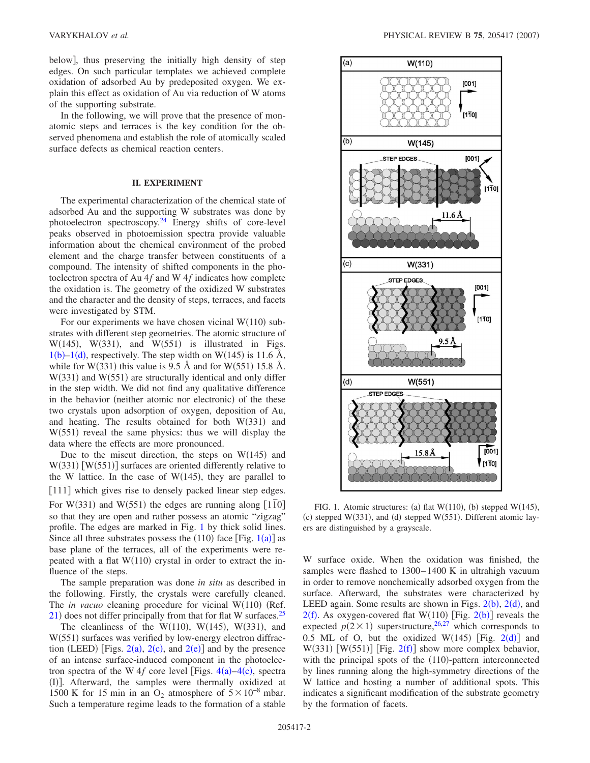below], thus preserving the initially high density of step edges. On such particular templates we achieved complete oxidation of adsorbed Au by predeposited oxygen. We explain this effect as oxidation of Au via reduction of W atoms of the supporting substrate.

In the following, we will prove that the presence of monatomic steps and terraces is the key condition for the observed phenomena and establish the role of atomically scaled surface defects as chemical reaction centers.

## II. EXPERIMENT

The experimental characterization of the chemical state of adsorbed Au and the supporting W substrates was done by photoelectron spectroscopy.[24] Energy shifts of core-level peaks observed in photoemission spectra provide valuable information about the chemical environment of the probed element and the charge transfer between constituents of a compound. The intensity of shifted components in the photoelectron spectra of Au 4$f$ and W 4$f$ indicates how complete the oxidation is. The geometry of the oxidized W substrates and the character and the density of steps, terraces, and facets were investigated by STM.

For our experiments we have chosen vicinal W(110) substrates with different step geometries. The atomic structure of W(145), W(331), and W(551) is illustrated in Figs. 1(b)–1(d), respectively. The step width on W(145) is 11.6 Å, while for W(331) this value is 9.5 Å and for W(551) 15.8 Å. W(331) and W(551) are structurally identical and only differ in the step width. We did not find any qualitative difference in the behavior (neither atomic nor electronic) of the these two crystals upon adsorption of oxygen, deposition of Au, and heating. The results obtained for both W(331) and W(551) reveal the same physics: thus we will display the data where the effects are more pronounced.

Due to the miscut direction, the steps on W(145) and W(331) [W(551)] surfaces are oriented differently relative to the W lattice. In the case of W(145), they are parallel to $[1\bar{1}\bar{1}]$ which gives rise to densely packed linear step edges. For W(331) and W(551) the edges are running along $[1\bar{1}0]$ so that they are open and rather possess an atomic "zigzag" profile. The edges are marked in Fig. 1 by thick solid lines. Since all three substrates possess the (110) face [Fig. 1(a)] as base plane of the terraces, all of the experiments were repeated with a flat W(110) crystal in order to extract the influence of the steps.

The sample preparation was done *in situ* as described in the following. Firstly, the crystals were carefully cleaned. The *in vacuo* cleaning procedure for vicinal W(110) (Ref. 21) does not differ principally from that for flat W surfaces.[25]

The cleanliness of the W(110), W(145), W(331), and W(551) surfaces was verified by low-energy electron diffraction (LEED) [Figs. 2(a), 2(c), and 2(e)] and by the presence of an intense surface-induced component in the photoelectron spectra of the W 4$f$ core level [Figs. 4(a)–4(c), spectra (I)]. Afterward, the samples were thermally oxidized at 1500 K for 15 min in an $O_2$ atmosphere of $5\times10^{-8}$ mbar. Such a temperature regime leads to the formation of a stable W surface oxide. When the oxidation was finished, the samples were flashed to 1300–1400 K in ultrahigh vacuum in order to remove nonchemically adsorbed oxygen from the surface. Afterward, the substrates were characterized by LEED again. Some results are shown in Figs. 2(b), 2(d), and 2(f). As oxygen-covered flat W(110) [Fig. 2(b)] reveals the expected $p(2\times1)$ superstructure,[26,27] which corresponds to 0.5 ML of O, but the oxidized W(145) [Fig. 2(d)] and W(331) [W(551)] [Fig. 2(f)] show more complex behavior, with the principal spots of the (110)-pattern interconnected by lines running along the high-symmetry directions of the W lattice and hosting a number of additional spots. This indicates a significant modification of the substrate geometry by the formation of facets.

FIG. 1. Atomic structures: (a) flat W(110), (b) stepped W(145), (c) stepped W(331), and (d) stepped W(551). Different atomic layers are distinguished by a grayscale.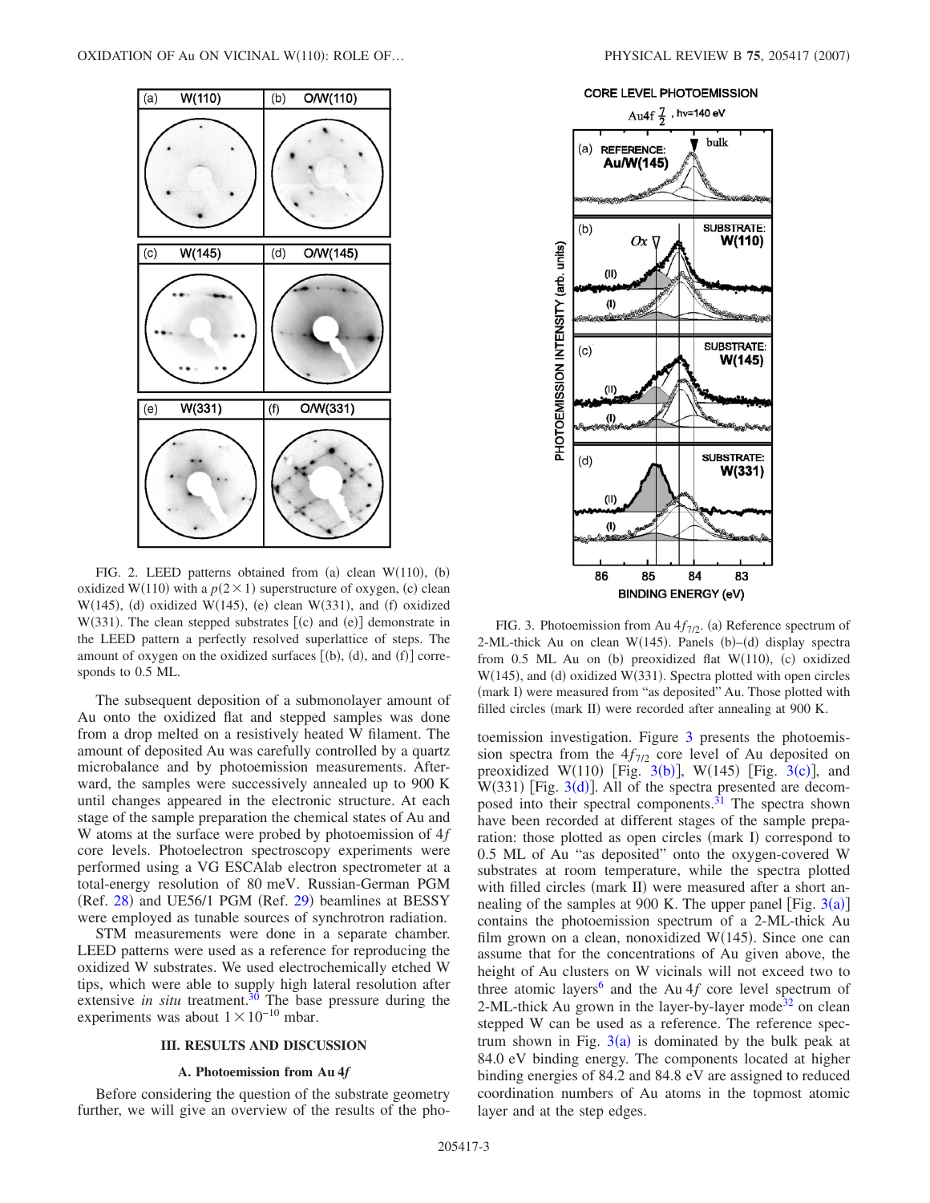FIG. 2. LEED patterns obtained from (a) clean W(110), (b) oxidized W(110) with a $p(2\times1)$ superstructure of oxygen, (c) clean W(145), (d) oxidized W(145), (e) clean W(331), and (f) oxidized W(331). The clean stepped substrates [(c) and (e)] demonstrate in the LEED pattern a perfectly resolved superlattice of steps. The amount of oxygen on the oxidized surfaces [(b), (d), and (f)] corresponds to 0.5 ML.

The subsequent deposition of a submonolayer amount of Au onto the oxidized flat and stepped samples was done from a drop melted on a resistively heated W filament. The amount of deposited Au was carefully controlled by a quartz microbalance and by photoemission measurements. Afterward, the samples were successively annealed up to 900 K until changes appeared in the electronic structure. At each stage of the sample preparation the chemical states of Au and W atoms at the surface were probed by photoemission of 4$f$ core levels. Photoelectron spectroscopy experiments were performed using a VG ESCAlab electron spectrometer at a total-energy resolution of 80 meV. Russian-German PGM (Ref. 28) and UE56/1 PGM (Ref. 29) beamlines at BESSY were employed as tunable sources of synchrotron radiation.

STM measurements were done in a separate chamber. LEED patterns were used as a reference for reproducing the oxidized W substrates. We used electrochemically etched W tips, which were able to supply high lateral resolution after extensive *in situ* treatment.[30] The base pressure during the experiments was about $1\times10^{-10}$ mbar.

## III. RESULTS AND DISCUSSION

### A. Photoemission from Au 4$f$

Before considering the question of the substrate geometry further, we will give an overview of the results of the photoemission investigation. Figure 3 presents the photoemission spectra from the $4f_{7/2}$ core level of Au deposited on preoxidized W(110) [Fig. 3(b)], W(145) [Fig. 3(c)], and W(331) [Fig. 3(d)]. All of the spectra presented are decomposed into their spectral components.[31] The spectra shown have been recorded at different stages of the sample preparation: those plotted as open circles (mark I) correspond to 0.5 ML of Au "as deposited" onto the oxygen-covered W substrates at room temperature, while the spectra plotted with filled circles (mark II) were measured after a short annealing of the samples at 900 K. The upper panel [Fig. 3(a)] contains the photoemission spectrum of a 2-ML-thick Au film grown on a clean, nonoxidized W(145). Since one can assume that for the concentrations of Au given above, the height of Au clusters on W vicinals will not exceed two to three atomic layers[6] and the Au 4$f$ core level spectrum of 2-ML-thick Au grown in the layer-by-layer mode[32] on clean stepped W can be used as a reference. The reference spectrum shown in Fig. 3(a) is dominated by the bulk peak at 84.0 eV binding energy. The components located at higher binding energies of 84.2 and 84.8 eV are assigned to reduced coordination numbers of Au atoms in the topmost atomic layer and at the step edges.

FIG. 3. Photoemission from Au $4f_{7/2}$. (a) Reference spectrum of 2-ML-thick Au on clean W(145). Panels (b)–(d) display spectra from 0.5 ML Au on (b) preoxidized flat W(110), (c) oxidized W(145), and (d) oxidized W(331). Spectra plotted with open circles (mark I) were measured from "as deposited" Au. Those plotted with filled circles (mark II) were recorded after annealing at 900 K.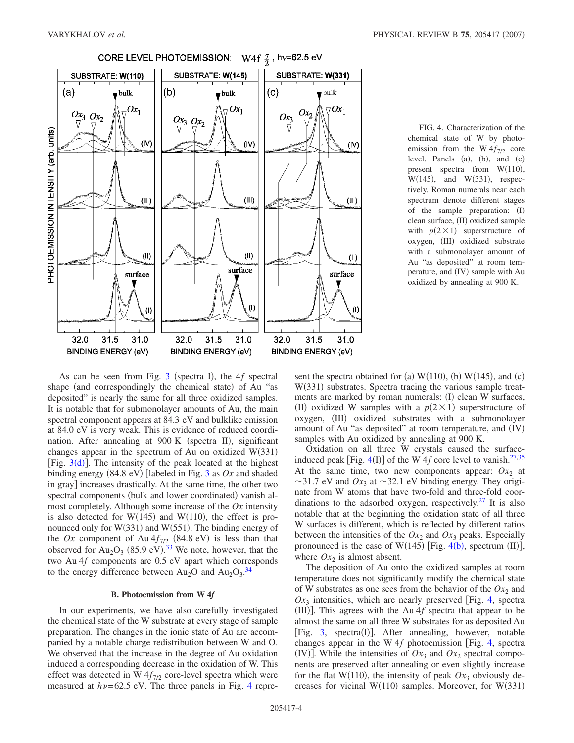FIG. 4. Characterization of the chemical state of W by photoemission from the W $4f_{7/2}$ core level. Panels (a), (b), and (c) present spectra from W(110), W(145), and W(331), respectively. Roman numerals near each spectrum denote different stages of the sample preparation: (I) clean surface, (II) oxidized sample with $p(2\times1)$ superstructure of oxygen, (III) oxidized substrate with a submonolayer amount of Au "as deposited" at room temperature, and (IV) sample with Au oxidized by annealing at 900 K.

As can be seen from Fig. 3 (spectra I), the $4f$ spectral shape (and correspondingly the chemical state) of Au "as deposited" is nearly the same for all three oxidized samples. It is notable that for submonolayer amounts of Au, the main spectral component appears at 84.3 eV and bulklike emission at 84.0 eV is very weak. This is evidence of reduced coordination. After annealing at 900 K (spectra II), significant changes appear in the spectrum of Au on oxidized W(331) [Fig. 3(d)]. The intensity of the peak located at the highest binding energy (84.8 eV) [labeled in Fig. 3 as $Ox$ and shaded in gray] increases drastically. At the same time, the other two spectral components (bulk and lower coordinated) vanish almost completely. Although some increase of the $Ox$ intensity is also detected for W(145) and W(110), the effect is pronounced only for W(331) and W(551). The binding energy of the $Ox$ component of Au $4f_{7/2}$ (84.8 eV) is less than that observed for $Au_2O_3$ (85.9 eV).[33] We note, however, that the two Au $4f$ components are 0.5 eV apart which corresponds to the energy difference between $Au_2O$ and $Au_2O_3$.[34]

### B. Photoemission from W 4*f*

In our experiments, we have also carefully investigated the chemical state of the W substrate at every stage of sample preparation. The changes in the ionic state of Au are accompanied by a notable charge redistribution between W and O. We observed that the increase in the degree of Au oxidation induced a corresponding decrease in the oxidation of W. This effect was detected in W $4f_{7/2}$ core-level spectra which were measured at $h\nu=62.5$ eV. The three panels in Fig. 4 represent the spectra obtained for (a) W(110), (b) W(145), and (c) W(331) substrates. Spectra tracing the various sample treatments are marked by roman numerals: (I) clean W surfaces, (II) oxidized W samples with a $p(2\times1)$ superstructure of oxygen, (III) oxidized substrates with a submonolayer amount of Au "as deposited" at room temperature, and (IV) samples with Au oxidized by annealing at 900 K.

Oxidation on all three W crystals caused the surface-induced peak [Fig. 4(I)] of the W $4f$ core level to vanish.[27,35] At the same time, two new components appear: $Ox_2$ at $\sim$31.7 eV and $Ox_3$ at $\sim$32.1 eV binding energy. They originate from W atoms that have two-fold and three-fold coordinations to the adsorbed oxygen, respectively.[27] It is also notable that at the beginning the oxidation state of all three W surfaces is different, which is reflected by different ratios between the intensities of the $Ox_2$ and $Ox_3$ peaks. Especially pronounced is the case of W(145) [Fig. 4(b), spectrum (II)], where $Ox_2$ is almost absent.

The deposition of Au onto the oxidized samples at room temperature does not significantly modify the chemical state of W substrates as one sees from the behavior of the $Ox_2$ and $Ox_3$ intensities, which are nearly preserved [Fig. 4, spectra (III)]. This agrees with the Au $4f$ spectra that appear to be almost the same on all three W substrates for as deposited Au [Fig. 3, spectra(I)]. After annealing, however, notable changes appear in the W $4f$ photoemission [Fig. 4, spectra (IV)]. While the intensities of $Ox_3$ and $Ox_2$ spectral components are preserved after annealing or even slightly increase for the flat W(110), the intensity of peak $Ox_3$ obviously decreases for vicinal W(110) samples. Moreover, for W(331)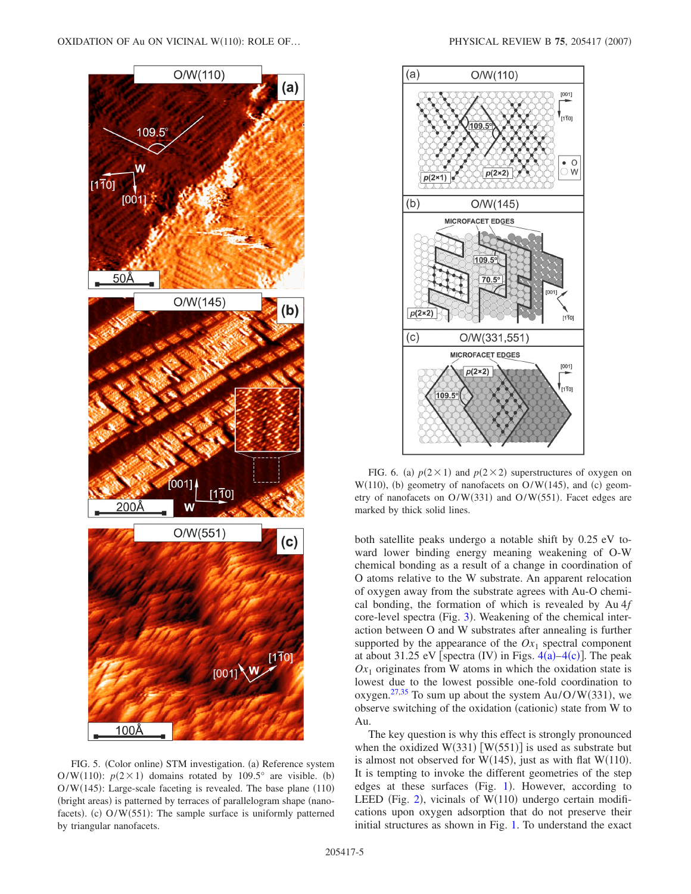FIG. 5. (Color online) STM investigation. (a) Reference system O/W(110): $p(2\times1)$ domains rotated by 109.5° are visible. (b) O/W(145): Large-scale faceting is revealed. The base plane (110) (bright areas) is patterned by terraces of parallelogram shape (nanofacets). (c) O/W(551): The sample surface is uniformly patterned by triangular nanofacets.

FIG. 6. (a) $p(2\times1)$ and $p(2\times2)$ superstructures of oxygen on W(110), (b) geometry of nanofacets on O/W(145), and (c) geometry of nanofacets on O/W(331) and O/W(551). Facet edges are marked by thick solid lines.

both satellite peaks undergo a notable shift by 0.25 eV toward lower binding energy meaning weakening of O-W chemical bonding as a result of a change in coordination of O atoms relative to the W substrate. An apparent relocation of oxygen away from the substrate agrees with Au-O chemical bonding, the formation of which is revealed by Au 4*f* core-level spectra (Fig. 3). Weakening of the chemical interaction between O and W substrates after annealing is further supported by the appearance of the $Ox_1$ spectral component at about 31.25 eV [spectra (IV) in Figs. 4(a)–4(c)]. The peak $Ox_1$ originates from W atoms in which the oxidation state is lowest due to the lowest possible one-fold coordination to oxygen.[27,35] To sum up about the system Au/O/W(331), we observe switching of the oxidation (cationic) state from W to Au.

The key question is why this effect is strongly pronounced when the oxidized W(331) [W(551)] is used as substrate but is almost not observed for W(145), just as with flat W(110). It is tempting to invoke the different geometries of the step edges at these surfaces (Fig. 1). However, according to LEED (Fig. 2), vicinals of W(110) undergo certain modifications upon oxygen adsorption that do not preserve their initial structures as shown in Fig. 1. To understand the exact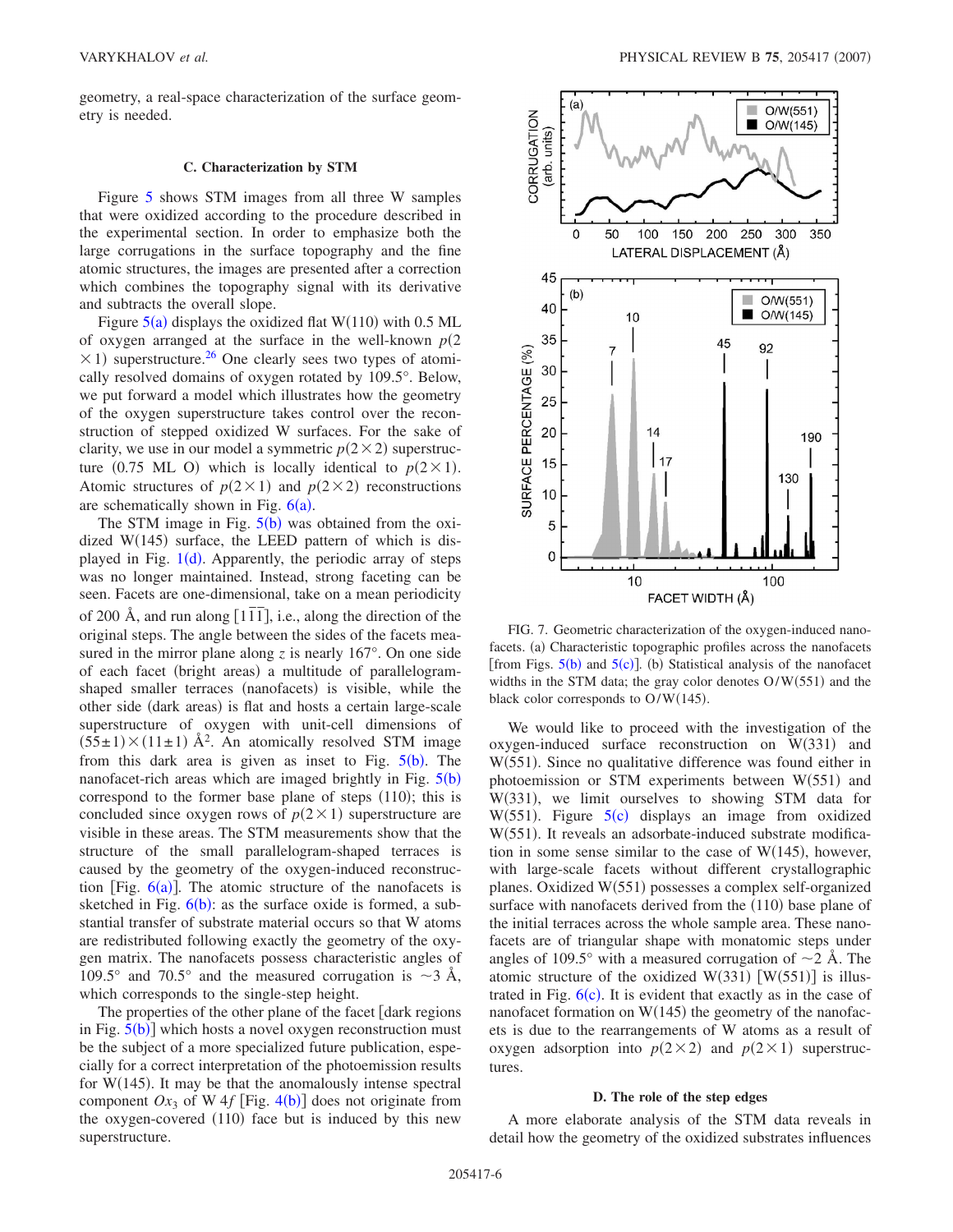geometry, a real-space characterization of the surface geometry is needed.

### C. Characterization by STM

Figure 5 shows STM images from all three W samples that were oxidized according to the procedure described in the experimental section. In order to emphasize both the large corrugations in the surface topography and the fine atomic structures, the images are presented after a correction which combines the topography signal with its derivative and subtracts the overall slope.

Figure 5(a) displays the oxidized flat W(110) with 0.5 ML of oxygen arranged at the surface in the well-known $p(2\times1)$ superstructure.[26] One clearly sees two types of atomically resolved domains of oxygen rotated by 109.5°. Below, we put forward a model which illustrates how the geometry of the oxygen superstructure takes control over the reconstruction of stepped oxidized W surfaces. For the sake of clarity, we use in our model a symmetric $p(2\times2)$ superstructure (0.75 ML O) which is locally identical to $p(2\times1)$. Atomic structures of $p(2\times1)$ and $p(2\times2)$ reconstructions are schematically shown in Fig. 6(a).

The STM image in Fig. 5(b) was obtained from the oxidized W(145) surface, the LEED pattern of which is displayed in Fig. 1(d). Apparently, the periodic array of steps was no longer maintained. Instead, strong faceting can be seen. Facets are one-dimensional, take on a mean periodicity of 200 Å, and run along $[1\overline{1}\overline{1}]$, i.e., along the direction of the original steps. The angle between the sides of the facets measured in the mirror plane along $z$ is nearly 167°. On one side of each facet (bright areas) a multitude of parallelogram-shaped smaller terraces (nanofacets) is visible, while the other side (dark areas) is flat and hosts a certain large-scale superstructure of oxygen with unit-cell dimensions of $(55\pm1)\times(11\pm1)$ Å$^2$. An atomically resolved STM image from this dark area is given as inset to Fig. 5(b). The nanofacet-rich areas which are imaged brightly in Fig. 5(b) correspond to the former base plane of steps (110); this is concluded since oxygen rows of $p(2\times1)$ superstructure are visible in these areas. The STM measurements show that the structure of the small parallelogram-shaped terraces is caused by the geometry of the oxygen-induced reconstruction [Fig. 6(a)]. The atomic structure of the nanofacets is sketched in Fig. 6(b): as the surface oxide is formed, a substantial transfer of substrate material occurs so that W atoms are redistributed following exactly the geometry of the oxygen matrix. The nanofacets possess characteristic angles of 109.5° and 70.5° and the measured corrugation is ~3 Å, which corresponds to the single-step height.

The properties of the other plane of the facet [dark regions in Fig. 5(b)] which hosts a novel oxygen reconstruction must be the subject of a more specialized future publication, especially for a correct interpretation of the photoemission results for W(145). It may be that the anomalously intense spectral component $Ox_3$ of W $4f$ [Fig. 4(b)] does not originate from the oxygen-covered (110) face but is induced by this new superstructure.

FIG. 7. Geometric characterization of the oxygen-induced nanofacets. (a) Characteristic topographic profiles across the nanofacets [from Figs. 5(b) and 5(c)]. (b) Statistical analysis of the nanofacet widths in the STM data; the gray color denotes O/W(551) and the black color corresponds to O/W(145).

We would like to proceed with the investigation of the oxygen-induced surface reconstruction on W(331) and W(551). Since no qualitative difference was found either in photoemission or STM experiments between W(551) and W(331), we limit ourselves to showing STM data for W(551). Figure 5(c) displays an image from oxidized W(551). It reveals an adsorbate-induced substrate modification in some sense similar to the case of W(145), however, with large-scale facets without different crystallographic planes. Oxidized W(551) possesses a complex self-organized surface with nanofacets derived from the (110) base plane of the initial terraces across the whole sample area. These nanofacets are of triangular shape with monatomic steps under angles of 109.5° with a measured corrugation of ~2 Å. The atomic structure of the oxidized W(331) [W(551)] is illustrated in Fig. 6(c). It is evident that exactly as in the case of nanofacet formation on W(145) the geometry of the nanofacets is due to the rearrangements of W atoms as a result of oxygen adsorption into $p(2\times2)$ and $p(2\times1)$ superstructures.

### D. The role of the step edges

A more elaborate analysis of the STM data reveals in detail how the geometry of the oxidized substrates influences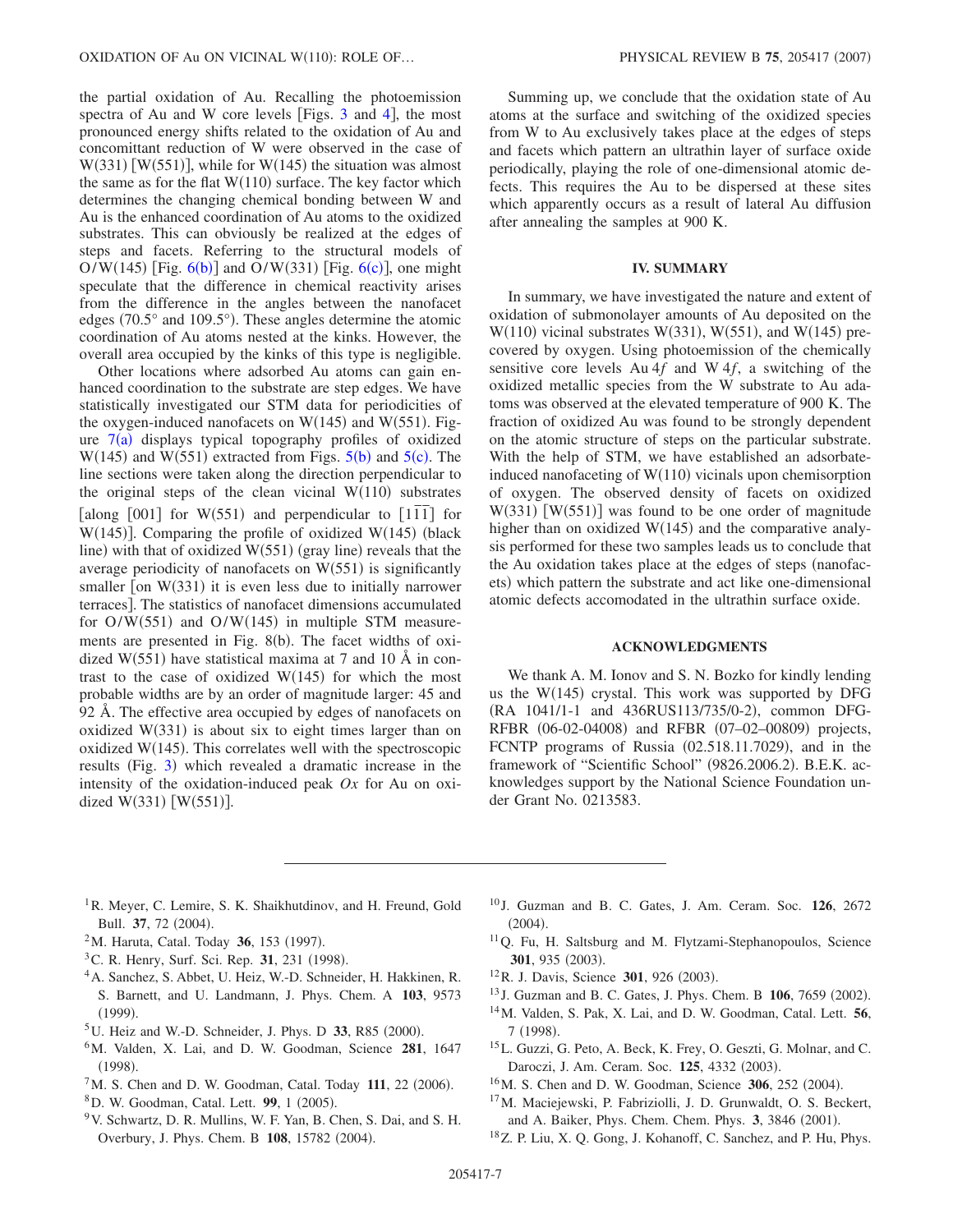the partial oxidation of Au. Recalling the photoemission spectra of Au and W core levels [Figs. 3 and 4], the most pronounced energy shifts related to the oxidation of Au and concomittant reduction of W were observed in the case of W(331) [W(551)], while for W(145) the situation was almost the same as for the flat W(110) surface. The key factor which determines the changing chemical bonding between W and Au is the enhanced coordination of Au atoms to the oxidized substrates. This can obviously be realized at the edges of steps and facets. Referring to the structural models of O/W(145) [Fig. 6(b)] and O/W(331) [Fig. 6(c)], one might speculate that the difference in chemical reactivity arises from the difference in the angles between the nanofacet edges (70.5° and 109.5°). These angles determine the atomic coordination of Au atoms nested at the kinks. However, the overall area occupied by the kinks of this type is negligible.

Other locations where adsorbed Au atoms can gain enhanced coordination to the substrate are step edges. We have statistically investigated our STM data for periodicities of the oxygen-induced nanofacets on W(145) and W(551). Figure 7(a) displays typical topography profiles of oxidized W(145) and W(551) extracted from Figs. 5(b) and 5(c). The line sections were taken along the direction perpendicular to the original steps of the clean vicinal W(110) substrates [along [001] for W(551) and perpendicular to $[1\bar{1}\bar{1}]$ for W(145)]. Comparing the profile of oxidized W(145) (black line) with that of oxidized W(551) (gray line) reveals that the average periodicity of nanofacets on W(551) is significantly smaller [on W(331) it is even less due to initially narrower terraces]. The statistics of nanofacet dimensions accumulated for O/W(551) and O/W(145) in multiple STM measurements are presented in Fig. 8(b). The facet widths of oxidized W(551) have statistical maxima at 7 and 10 Å in contrast to the case of oxidized W(145) for which the most probable widths are by an order of magnitude larger: 45 and 92 Å. The effective area occupied by edges of nanofacets on oxidized W(331) is about six to eight times larger than on oxidized W(145). This correlates well with the spectroscopic results (Fig. 3) which revealed a dramatic increase in the intensity of the oxidation-induced peak *Ox* for Au on oxidized W(331) [W(551)].

Summing up, we conclude that the oxidation state of Au atoms at the surface and switching of the oxidized species from W to Au exclusively takes place at the edges of steps and facets which pattern an ultrathin layer of surface oxide periodically, playing the role of one-dimensional atomic defects. This requires the Au to be dispersed at these sites which apparently occurs as a result of lateral Au diffusion after annealing the samples at 900 K.

## IV. SUMMARY

In summary, we have investigated the nature and extent of oxidation of submonolayer amounts of Au deposited on the W(110) vicinal substrates W(331), W(551), and W(145) precovered by oxygen. Using photoemission of the chemically sensitive core levels Au $4f$ and W $4f$, a switching of the oxidized metallic species from the W substrate to Au adatoms was observed at the elevated temperature of 900 K. The fraction of oxidized Au was found to be strongly dependent on the atomic structure of steps on the particular substrate. With the help of STM, we have established an adsorbate-induced nanofaceting of W(110) vicinals upon chemisorption of oxygen. The observed density of facets on oxidized W(331) [W(551)] was found to be one order of magnitude higher than on oxidized W(145) and the comparative analysis performed for these two samples leads us to conclude that the Au oxidation takes place at the edges of steps (nanofacets) which pattern the substrate and act like one-dimensional atomic defects accomodated in the ultrathin surface oxide.

## ACKNOWLEDGMENTS

We thank A. M. Ionov and S. N. Bozko for kindly lending us the W(145) crystal. This work was supported by DFG (RA 1041/1-1 and 436RUS113/735/0-2), common DFG-RFBR (06-02-04008) and RFBR (07–02–00809) projects, FCNTP programs of Russia (02.518.11.7029), and in the framework of "Scientific School" (9826.2006.2). B.E.K. acknowledges support by the National Science Foundation under Grant No. 0213583.

---

[1] R. Meyer, C. Lemire, S. K. Shaikhutdinov, and H. Freund, Gold Bull. **37**, 72 (2004).

[2] M. Haruta, Catal. Today **36**, 153 (1997).

[3] C. R. Henry, Surf. Sci. Rep. **31**, 231 (1998).

[4] A. Sanchez, S. Abbet, U. Heiz, W.-D. Schneider, H. Hakkinen, R. S. Barnett, and U. Landmann, J. Phys. Chem. A **103**, 9573 (1999).

[5] U. Heiz and W.-D. Schneider, J. Phys. D **33**, R85 (2000).

[6] M. Valden, X. Lai, and D. W. Goodman, Science **281**, 1647 (1998).

[7] M. S. Chen and D. W. Goodman, Catal. Today **111**, 22 (2006).

[8] D. W. Goodman, Catal. Lett. **99**, 1 (2005).

[9] V. Schwartz, D. R. Mullins, W. F. Yan, B. Chen, S. Dai, and S. H. Overbury, J. Phys. Chem. B **108**, 15782 (2004).

[10] J. Guzman and B. C. Gates, J. Am. Ceram. Soc. **126**, 2672 (2004).

[11] Q. Fu, H. Saltsburg and M. Flytzami-Stephanopoulos, Science **301**, 935 (2003).

[12] R. J. Davis, Science **301**, 926 (2003).

[13] J. Guzman and B. C. Gates, J. Phys. Chem. B **106**, 7659 (2002).

[14] M. Valden, S. Pak, X. Lai, and D. W. Goodman, Catal. Lett. **56**, 7 (1998).

[15] L. Guzzi, G. Peto, A. Beck, K. Frey, O. Geszti, G. Molnar, and C. Daroczi, J. Am. Ceram. Soc. **125**, 4332 (2003).

[16] M. S. Chen and D. W. Goodman, Science **306**, 252 (2004).

[17] M. Maciejewski, P. Fabriziolli, J. D. Grunwaldt, O. S. Beckert, and A. Baiker, Phys. Chem. Chem. Phys. **3**, 3846 (2001).

[18] Z. P. Liu, X. Q. Gong, J. Kohanoff, C. Sanchez, and P. Hu, Phys.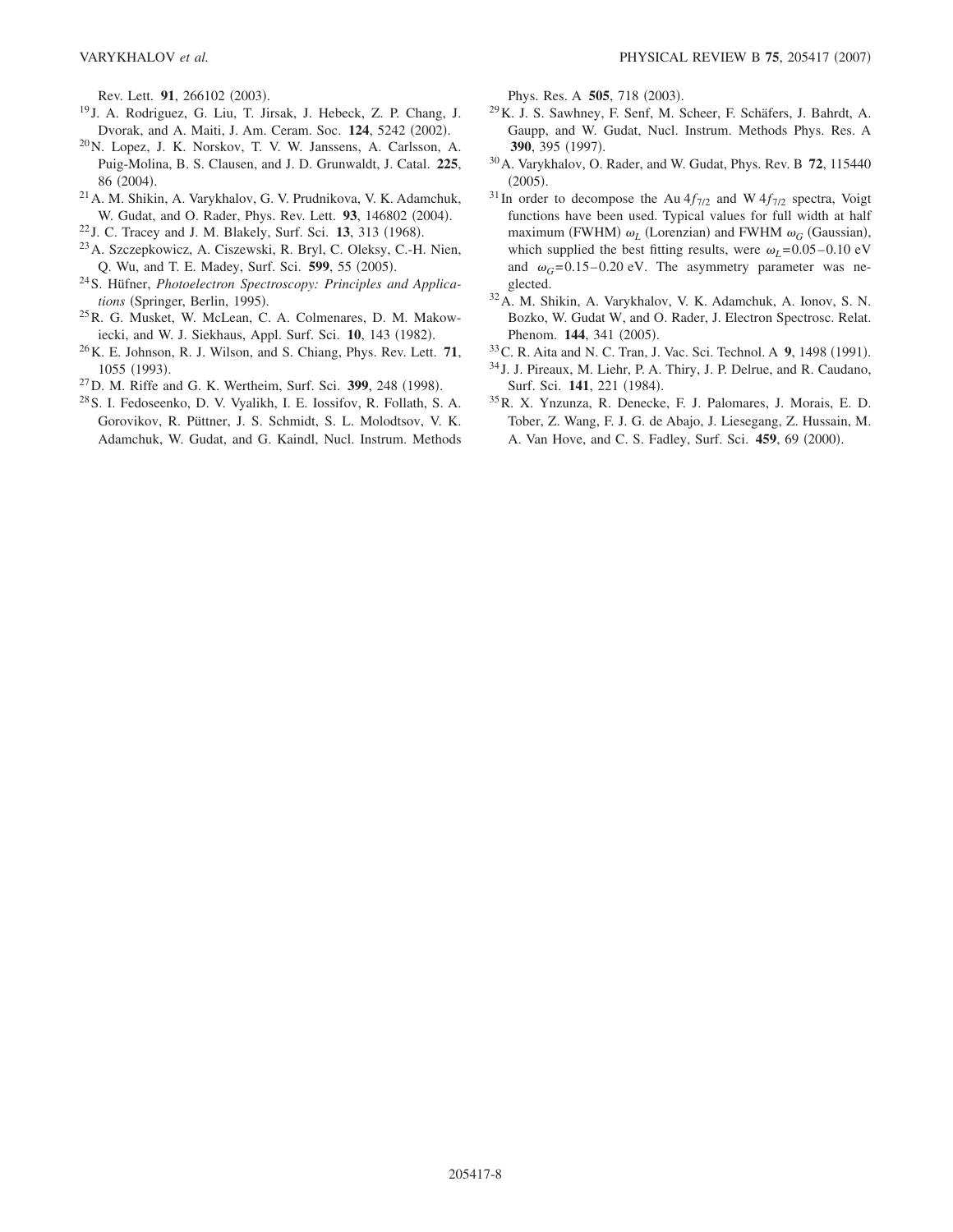Rev. Lett. **91**, 266102 (2003).

[19] J. A. Rodriguez, G. Liu, T. Jirsak, J. Hebeck, Z. P. Chang, J. Dvorak, and A. Maiti, J. Am. Ceram. Soc. **124**, 5242 (2002).

[20] N. Lopez, J. K. Norskov, T. V. W. Janssens, A. Carlsson, A. Puig-Molina, B. S. Clausen, and J. D. Grunwaldt, J. Catal. **225**, 86 (2004).

[21] A. M. Shikin, A. Varykhalov, G. V. Prudnikova, V. K. Adamchuk, W. Gudat, and O. Rader, Phys. Rev. Lett. **93**, 146802 (2004).

[22] J. C. Tracey and J. M. Blakely, Surf. Sci. **13**, 313 (1968).

[23] A. Szczepkowicz, A. Ciszewski, R. Bryl, C. Oleksy, C.-H. Nien, Q. Wu, and T. E. Madey, Surf. Sci. **599**, 55 (2005).

[24] S. Hüfner, *Photoelectron Spectroscopy: Principles and Applications* (Springer, Berlin, 1995).

[25] R. G. Musket, W. McLean, C. A. Colmenares, D. M. Makowiecki, and W. J. Siekhaus, Appl. Surf. Sci. **10**, 143 (1982).

[26] K. E. Johnson, R. J. Wilson, and S. Chiang, Phys. Rev. Lett. **71**, 1055 (1993).

[27] D. M. Riffe and G. K. Wertheim, Surf. Sci. **399**, 248 (1998).

[28] S. I. Fedoseenko, D. V. Vyalikh, I. E. Iossifov, R. Follath, S. A. Gorovikov, R. Püttner, J. S. Schmidt, S. L. Molodtsov, V. K. Adamchuk, W. Gudat, and G. Kaindl, Nucl. Instrum. Methods Phys. Res. A **505**, 718 (2003).

[29] K. J. S. Sawhney, F. Senf, M. Scheer, F. Schäfers, J. Bahrdt, A. Gaupp, and W. Gudat, Nucl. Instrum. Methods Phys. Res. A **390**, 395 (1997).

[30] A. Varykhalov, O. Rader, and W. Gudat, Phys. Rev. B **72**, 115440 (2005).

[31] In order to decompose the Au $4f_{7/2}$ and W $4f_{7/2}$ spectra, Voigt functions have been used. Typical values for full width at half maximum (FWHM) $\omega_L$ (Lorenzian) and FWHM $\omega_G$ (Gaussian), which supplied the best fitting results, were $\omega_L$=0.05–0.10 eV and $\omega_G$=0.15–0.20 eV. The asymmetry parameter was neglected.

[32] A. M. Shikin, A. Varykhalov, V. K. Adamchuk, A. Ionov, S. N. Bozko, W. Gudat W, and O. Rader, J. Electron Spectrosc. Relat. Phenom. **144**, 341 (2005).

[33] C. R. Aita and N. C. Tran, J. Vac. Sci. Technol. A **9**, 1498 (1991).

[34] J. J. Pireaux, M. Liehr, P. A. Thiry, J. P. Delrue, and R. Caudano, Surf. Sci. **141**, 221 (1984).

[35] R. X. Ynzunza, R. Denecke, F. J. Palomares, J. Morais, E. D. Tober, Z. Wang, F. J. G. de Abajo, J. Liesegang, Z. Hussain, M. A. Van Hove, and C. S. Fadley, Surf. Sci. **459**, 69 (2000).